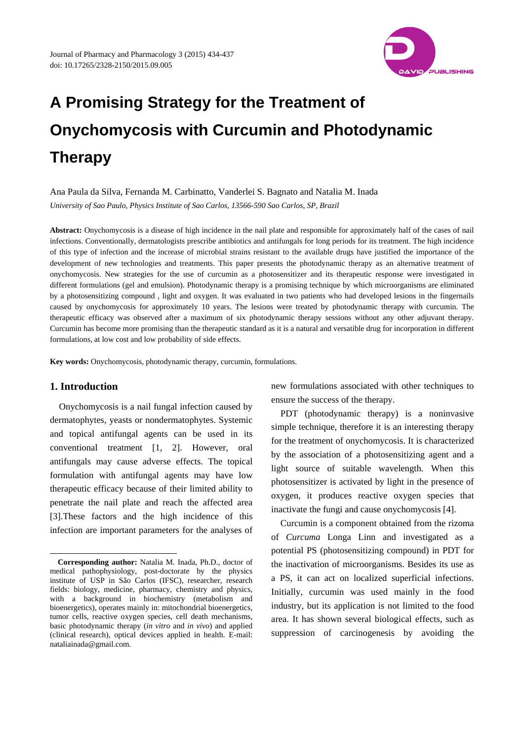# A Promising Strategy for the Treatment of Onychomycosis with Curcumin and Photodynamic Therapy

Ana Paula da Silva, Fernanda M. Carbinatto, Vanderlei S. Bagnato and Natalia M. Inada

*University of Sao Paulo, Physics Institute of Sao Carlos, 13566-590 Sao Carlos, SP, Brazil*

**Abstract:** Onychomycosis is a disease of high incidence in the nail plate and responsible for approximately half of the cases of nail infections. Conventionally, dermatologists prescribe antibiotics and antifungals for long periods for its treatment. The high incidence of this type of infection and the increase of microbial strains resistant to the available drugs have justified the importance of the development of new technologies and treatments. This paper presents the photodynamic therapy as an alternative treatment of onychomycosis. New strategies for the use of curcumin as a photosensitizer and its therapeutic response were investigated in different formulations (gel and emulsion). Photodynamic therapy is a promising technique by which microorganisms are eliminated by a photosensitizing compound , light and oxygen. It was evaluated in two patients who had developed lesions in the fingernails caused by onychomycosis for approximately 10 years. The lesions were treated by photodynamic therapy with curcumin. The therapeutic efficacy was observed after a maximum of six photodynamic therapy sessions without any other adjuvant therapy. Curcumin has become more promising than the therapeutic standard as it is a natural and versatile drug for incorporation in different formulations, at low cost and low probability of side effects.

**Key words:** Onychomycosis, photodynamic therapy, curcumin, formulations.

## 1. Introduction

Onychomycosis is a nail fungal infection caused by dermatophytes, yeasts or nondermatophytes. Systemic and topical antifungal agents can be used in its conventional treatment [1, 2]. However, oral antifungals may cause adverse effects. The topical formulation with antifungal agents may have low therapeutic efficacy because of their limited ability to penetrate the nail plate and reach the affected area [3].These factors and the high incidence of this infection are important parameters for the analyses of new formulations associated with other techniques to ensure the success of the therapy.

PDT (photodynamic therapy) is a noninvasive simple technique, therefore it is an interesting therapy for the treatment of onychomycosis. It is characterized by the association of a photosensitizing agent and a light source of suitable wavelength. When this photosensitizer is activated by light in the presence of oxygen, it produces reactive oxygen species that inactivate the fungi and cause onychomycosis [4].

Curcumin is a component obtained from the rizoma of *Curcuma* Longa Linn and investigated as a potential PS (photosensitizing compound) in PDT for the inactivation of microorganisms. Besides its use as a PS, it can act on localized superficial infections. Initially, curcumin was used mainly in the food industry, but its application is not limited to the food area. It has shown several biological effects, such as suppression of carcinogenesis by avoiding the

---

**Corresponding author:** Natalia M. Inada, Ph.D., doctor of medical pathophysiology, post-doctorate by the physics institute of USP in São Carlos (IFSC), researcher, research fields: biology, medicine, pharmacy, chemistry and physics, with a background in biochemistry (metabolism and bioenergetics), operates mainly in: mitochondrial bioenergetics, tumor cells, reactive oxygen species, cell death mechanisms, basic photodynamic therapy (*in vitro* and *in vivo*) and applied (clinical research), optical devices applied in health. E-mail: nataliainada@gmail.com.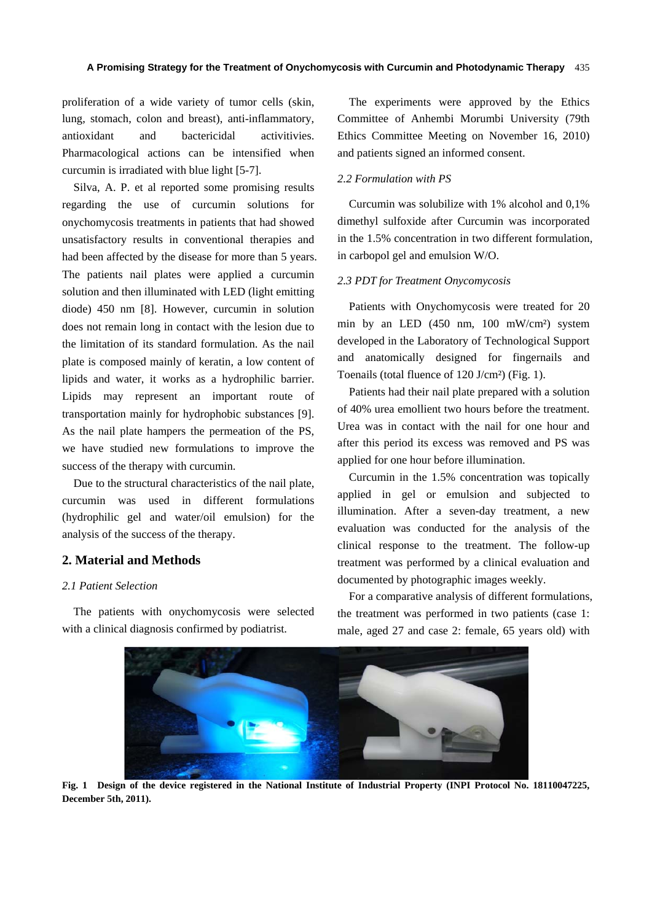proliferation of a wide variety of tumor cells (skin, lung, stomach, colon and breast), anti-inflammatory, antioxidant and bactericidal activitivies. Pharmacological actions can be intensified when curcumin is irradiated with blue light [5-7].

Silva, A. P. et al reported some promising results regarding the use of curcumin solutions for onychomycosis treatments in patients that had showed unsatisfactory results in conventional therapies and had been affected by the disease for more than 5 years. The patients nail plates were applied a curcumin solution and then illuminated with LED (light emitting diode) 450 nm [8]. However, curcumin in solution does not remain long in contact with the lesion due to the limitation of its standard formulation. As the nail plate is composed mainly of keratin, a low content of lipids and water, it works as a hydrophilic barrier. Lipids may represent an important route of transportation mainly for hydrophobic substances [9]. As the nail plate hampers the permeation of the PS, we have studied new formulations to improve the success of the therapy with curcumin.

Due to the structural characteristics of the nail plate, curcumin was used in different formulations (hydrophilic gel and water/oil emulsion) for the analysis of the success of the therapy.

## 2. Material and Methods

### *2.1 Patient Selection*

The patients with onychomycosis were selected with a clinical diagnosis confirmed by podiatrist.

The experiments were approved by the Ethics Committee of Anhembi Morumbi University (79th Ethics Committee Meeting on November 16, 2010) and patients signed an informed consent.

### *2.2 Formulation with PS*

Curcumin was solubilize with 1% alcohol and 0,1% dimethyl sulfoxide after Curcumin was incorporated in the 1.5% concentration in two different formulation, in carbopol gel and emulsion W/O.

### *2.3 PDT for Treatment Onycomycosis*

Patients with Onychomycosis were treated for 20 min by an LED (450 nm, 100 mW/cm²) system developed in the Laboratory of Technological Support and anatomically designed for fingernails and Toenails (total fluence of 120 J/cm²) (Fig. 1).

Patients had their nail plate prepared with a solution of 40% urea emollient two hours before the treatment. Urea was in contact with the nail for one hour and after this period its excess was removed and PS was applied for one hour before illumination.

Curcumin in the 1.5% concentration was topically applied in gel or emulsion and subjected to illumination. After a seven-day treatment, a new evaluation was conducted for the analysis of the clinical response to the treatment. The follow-up treatment was performed by a clinical evaluation and documented by photographic images weekly.

For a comparative analysis of different formulations, the treatment was performed in two patients (case 1: male, aged 27 and case 2: female, 65 years old) with

**Fig. 1 Design of the device registered in the National Institute of Industrial Property (INPI Protocol No. 18110047225, December 5th, 2011).**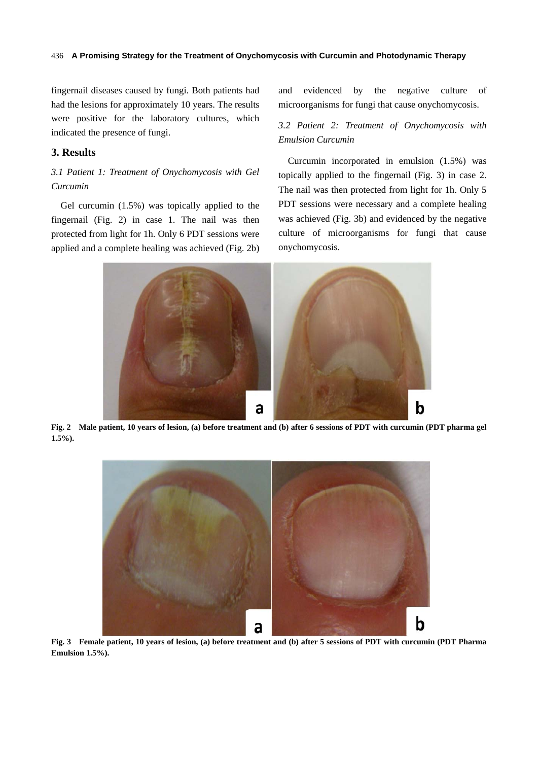fingernail diseases caused by fungi. Both patients had had the lesions for approximately 10 years. The results were positive for the laboratory cultures, which indicated the presence of fungi.

## 3. Results

### *3.1 Patient 1: Treatment of Onychomycosis with Gel Curcumin*

Gel curcumin (1.5%) was topically applied to the fingernail (Fig. 2) in case 1. The nail was then protected from light for 1h. Only 6 PDT sessions were applied and a complete healing was achieved (Fig. 2b) and evidenced by the negative culture of microorganisms for fungi that cause onychomycosis.

### *3.2 Patient 2: Treatment of Onychomycosis with Emulsion Curcumin*

Curcumin incorporated in emulsion (1.5%) was topically applied to the fingernail (Fig. 3) in case 2. The nail was then protected from light for 1h. Only 5 PDT sessions were necessary and a complete healing was achieved (Fig. 3b) and evidenced by the negative culture of microorganisms for fungi that cause onychomycosis.

**Fig. 2 Male patient, 10 years of lesion, (a) before treatment and (b) after 6 sessions of PDT with curcumin (PDT pharma gel 1.5%).**

**Fig. 3 Female patient, 10 years of lesion, (a) before treatment and (b) after 5 sessions of PDT with curcumin (PDT Pharma Emulsion 1.5%).**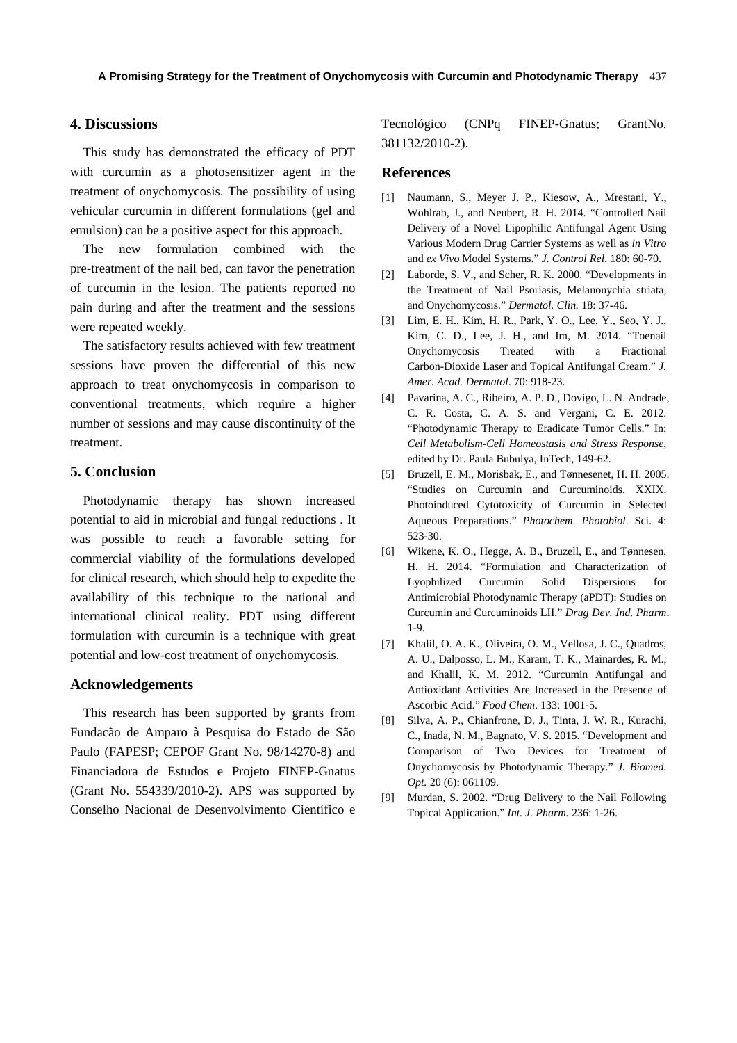## 4. Discussions

This study has demonstrated the efficacy of PDT with curcumin as a photosensitizer agent in the treatment of onychomycosis. The possibility of using vehicular curcumin in different formulations (gel and emulsion) can be a positive aspect for this approach.

The new formulation combined with the pre-treatment of the nail bed, can favor the penetration of curcumin in the lesion. The patients reported no pain during and after the treatment and the sessions were repeated weekly.

The satisfactory results achieved with few treatment sessions have proven the differential of this new approach to treat onychomycosis in comparison to conventional treatments, which require a higher number of sessions and may cause discontinuity of the treatment.

## 5. Conclusion

Photodynamic therapy has shown increased potential to aid in microbial and fungal reductions . It was possible to reach a favorable setting for commercial viability of the formulations developed for clinical research, which should help to expedite the availability of this technique to the national and international clinical reality. PDT using different formulation with curcumin is a technique with great potential and low-cost treatment of onychomycosis.

## Acknowledgements

This research has been supported by grants from Fundacão de Amparo à Pesquisa do Estado de São Paulo (FAPESP; CEPOF Grant No. 98/14270-8) and Financiadora de Estudos e Projeto FINEP-Gnatus (Grant No. 554339/2010-2). APS was supported by Conselho Nacional de Desenvolvimento Científico e Tecnológico (CNPq FINEP-Gnatus; GrantNo. 381132/2010-2).

## References

[1] Naumann, S., Meyer J. P., Kiesow, A., Mrestani, Y., Wohlrab, J., and Neubert, R. H. 2014. "Controlled Nail Delivery of a Novel Lipophilic Antifungal Agent Using Various Modern Drug Carrier Systems as well as *in Vitro* and *ex Vivo* Model Systems." *J. Control Rel*. 180: 60-70.

[2] Laborde, S. V., and Scher, R. K. 2000. "Developments in the Treatment of Nail Psoriasis, Melanonychia striata, and Onychomycosis." *Dermatol. Clin.* 18: 37-46.

[3] Lim, E. H., Kim, H. R., Park, Y. O., Lee, Y., Seo, Y. J., Kim, C. D., Lee, J. H., and Im, M. 2014. "Toenail Onychomycosis Treated with a Fractional Carbon-Dioxide Laser and Topical Antifungal Cream." *J. Amer. Acad. Dermatol*. 70: 918-23.

[4] Pavarina, A. C., Ribeiro, A. P. D., Dovigo, L. N. Andrade, C. R. Costa, C. A. S. and Vergani, C. E. 2012. "Photodynamic Therapy to Eradicate Tumor Cells." In: *Cell Metabolism-Cell Homeostasis and Stress Response,* edited by Dr. Paula Bubulya, InTech, 149-62.

[5] Bruzell, E. M., Morisbak, E., and Tønnesenet, H. H. 2005. "Studies on Curcumin and Curcuminoids. XXIX. Photoinduced Cytotoxicity of Curcumin in Selected Aqueous Preparations." *Photochem. Photobiol*. Sci. 4: 523-30.

[6] Wikene, K. O., Hegge, A. B., Bruzell, E., and Tønnesen, H. H. 2014. "Formulation and Characterization of Lyophilized Curcumin Solid Dispersions for Antimicrobial Photodynamic Therapy (aPDT): Studies on Curcumin and Curcuminoids LII." *Drug Dev. Ind. Pharm*. 1-9.

[7] Khalil, O. A. K., Oliveira, O. M., Vellosa, J. C., Quadros, A. U., Dalposso, L. M., Karam, T. K., Mainardes, R. M., and Khalil, K. M. 2012. "Curcumin Antifungal and Antioxidant Activities Are Increased in the Presence of Ascorbic Acid." *Food Chem*. 133: 1001-5.

[8] Silva, A. P., Chianfrone, D. J., Tinta, J. W. R., Kurachi, C., Inada, N. M., Bagnato, V. S. 2015. "Development and Comparison of Two Devices for Treatment of Onychomycosis by Photodynamic Therapy." *J. Biomed. Opt.* 20 (6): 061109.

[9] Murdan, S. 2002. "Drug Delivery to the Nail Following Topical Application." *Int. J. Pharm.* 236: 1-26.